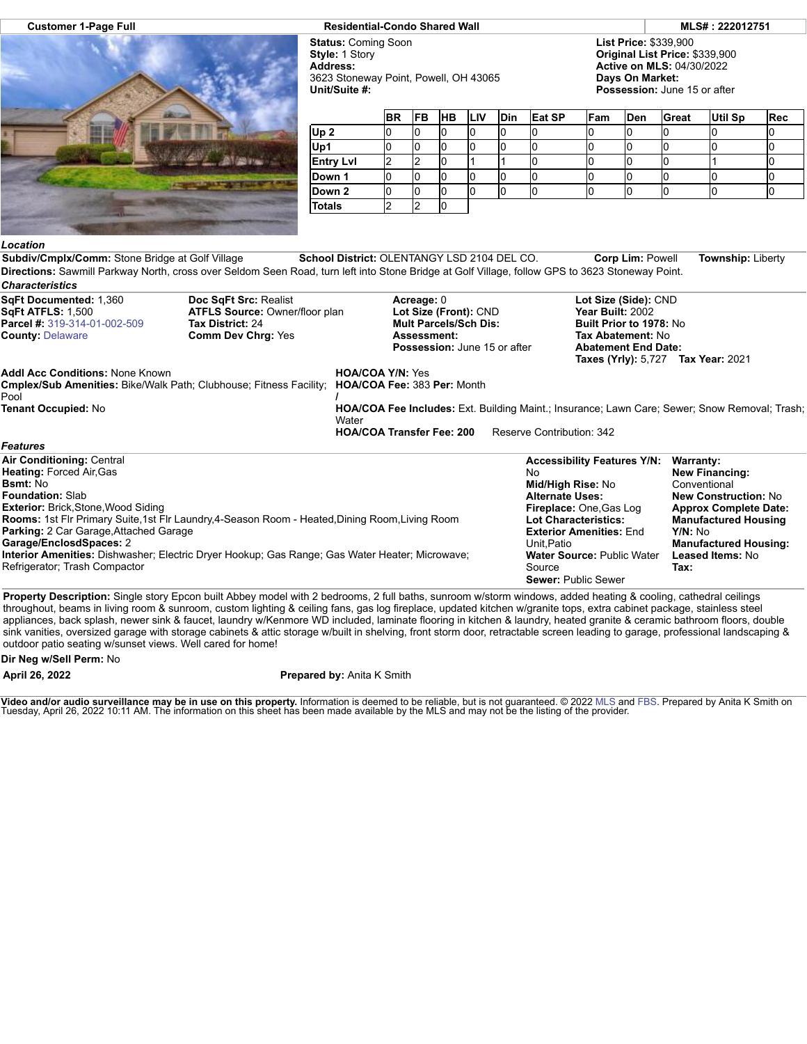**Customer 1-Page Full** | **Residential-Condo Shared Wall** | **MLS# : 222012751**

**Status:** Coming Soon
**Style:** 1 Story
**Address:**
3623 Stoneway Point, Powell, OH 43065
**Unit/Suite #:**

**List Price:** $339,900
**Original List Price:** $339,900
**Active on MLS:** 04/30/2022
**Days On Market:**
**Possession:** June 15 or after

| | BR | FB | HB | LIV | Din | Eat SP | Fam | Den | Great | Util Sp | Rec |
|---|---|---|---|---|---|---|---|---|---|---|---|
| Up 2 | 0 | 0 | 0 | 0 | 0 | 0 | 0 | 0 | 0 | 0 | 0 |
| Up1 | 0 | 0 | 0 | 0 | 0 | 0 | 0 | 0 | 0 | 0 | 0 |
| Entry Lvl | 2 | 2 | 0 | 1 | 1 | 0 | 0 | 0 | 0 | 1 | 0 |
| Down 1 | 0 | 0 | 0 | 0 | 0 | 0 | 0 | 0 | 0 | 0 | 0 |
| Down 2 | 0 | 0 | 0 | 0 | 0 | 0 | 0 | 0 | 0 | 0 | 0 |
| Totals | 2 | 2 | 0 | | | | | | | | |

### Location

**Subdiv/Cmplx/Comm:** Stone Bridge at Golf Village **School District:** OLENTANGY LSD 2104 DEL CO. **Corp Lim:** Powell **Township:** Liberty
**Directions:** Sawmill Parkway North, cross over Seldom Seen Road, turn left into Stone Bridge at Golf Village, follow GPS to 3623 Stoneway Point.

### Characteristics

**SqFt Documented:** 1,360
**SqFt ATFLS:** 1,500
**Parcel #:** 319-314-01-002-509
**County:** Delaware

**Doc SqFt Src:** Realist
**ATFLS Source:** Owner/floor plan
**Tax District:** 24
**Comm Dev Chrg:** Yes

**Acreage:** 0
**Lot Size (Front):** CND
**Mult Parcels/Sch Dis:**
**Assessment:**
**Possession:** June 15 or after

**Lot Size (Side):** CND
**Year Built:** 2002
**Built Prior to 1978:** No
**Tax Abatement:** No
**Abatement End Date:**
**Taxes (Yrly):** 5,727 **Tax Year:** 2021

**Addl Acc Conditions:** None Known
**Cmplex/Sub Amenities:** Bike/Walk Path; Clubhouse; Fitness Facility; Pool
**Tenant Occupied:** No

**HOA/COA Y/N:** Yes
**HOA/COA Fee:** 383 **Per:** Month
**/**
**HOA/COA Fee Includes:** Ext. Building Maint.; Insurance; Lawn Care; Sewer; Snow Removal; Trash; Water
**HOA/COA Transfer Fee: 200** Reserve Contribution: 342

### Features

**Air Conditioning:** Central
**Heating:** Forced Air,Gas
**Bsmt:** No
**Foundation:** Slab
**Exterior:** Brick,Stone,Wood Siding
**Rooms:** 1st Flr Primary Suite,1st Flr Laundry,4-Season Room - Heated,Dining Room,Living Room
**Parking:** 2 Car Garage,Attached Garage
**Garage/EnclosdSpaces:** 2
**Interior Amenities:** Dishwasher; Electric Dryer Hookup; Gas Range; Gas Water Heater; Microwave; Refrigerator; Trash Compactor

**Accessibility Features Y/N:** No
**Mid/High Rise:** No
**Alternate Uses:**
**Fireplace:** One,Gas Log
**Lot Characteristics:**
**Exterior Amenities:** End Unit,Patio
**Water Source:** Public Water Source
**Sewer:** Public Sewer

**Warranty:**
**New Financing:** Conventional
**New Construction:** No
**Approx Complete Date:**
**Manufactured Housing Y/N:** No
**Manufactured Housing:**
**Leased Items:** No
**Tax:**

**Property Description:** Single story Epcon built Abbey model with 2 bedrooms, 2 full baths, sunroom w/storm windows, added heating & cooling, cathedral ceilings throughout, beams in living room & sunroom, custom lighting & ceiling fans, gas log fireplace, updated kitchen w/granite tops, extra cabinet package, stainless steel appliances, back splash, newer sink & faucet, laundry w/Kenmore WD included, laminate flooring in kitchen & laundry, heated granite & ceramic bathroom floors, double sink vanities, oversized garage with storage cabinets & attic storage w/built in shelving, front storm door, retractable screen leading to garage, professional landscaping & outdoor patio seating w/sunset views. Well cared for home!

**Dir Neg w/Sell Perm:** No

**April 26, 2022** **Prepared by:** Anita K Smith

**Video and/or audio surveillance may be in use on this property.** Information is deemed to be reliable, but is not guaranteed. © 2022 MLS and FBS. Prepared by Anita K Smith on Tuesday, April 26, 2022 10:11 AM. The information on this sheet has been made available by the MLS and may not be the listing of the provider.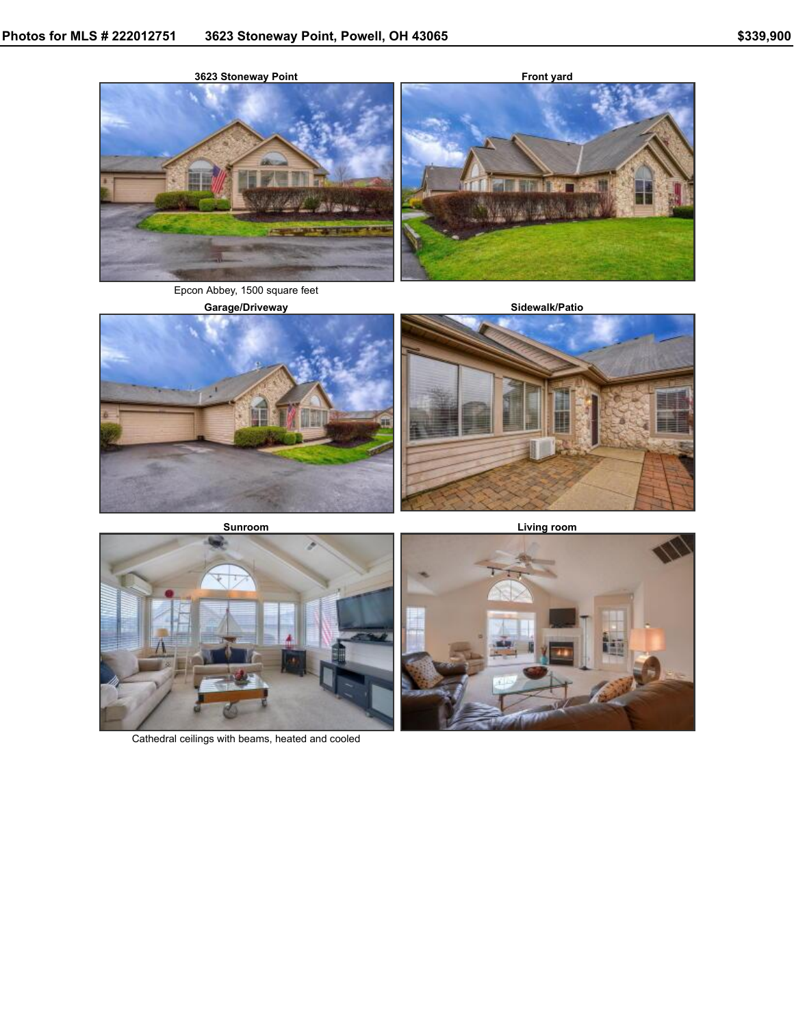Photos for MLS # 222012751 3623 Stoneway Point, Powell, OH 43065 $339,900

**3623 Stoneway Point**

Epcon Abbey, 1500 square feet

**Front yard**

**Garage/Driveway**

**Sidewalk/Patio**

**Sunroom**

Cathedral ceilings with beams, heated and cooled

**Living room**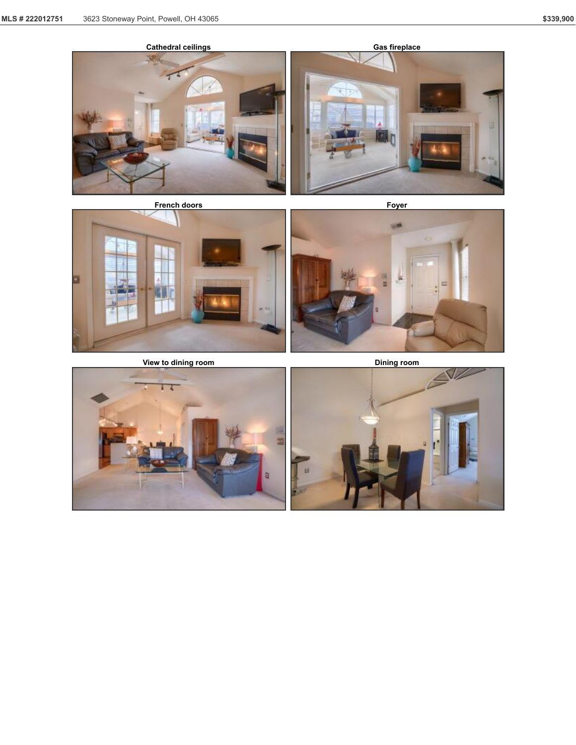Cathedral ceilings

Gas fireplace

French doors

Foyer

View to dining room

Dining room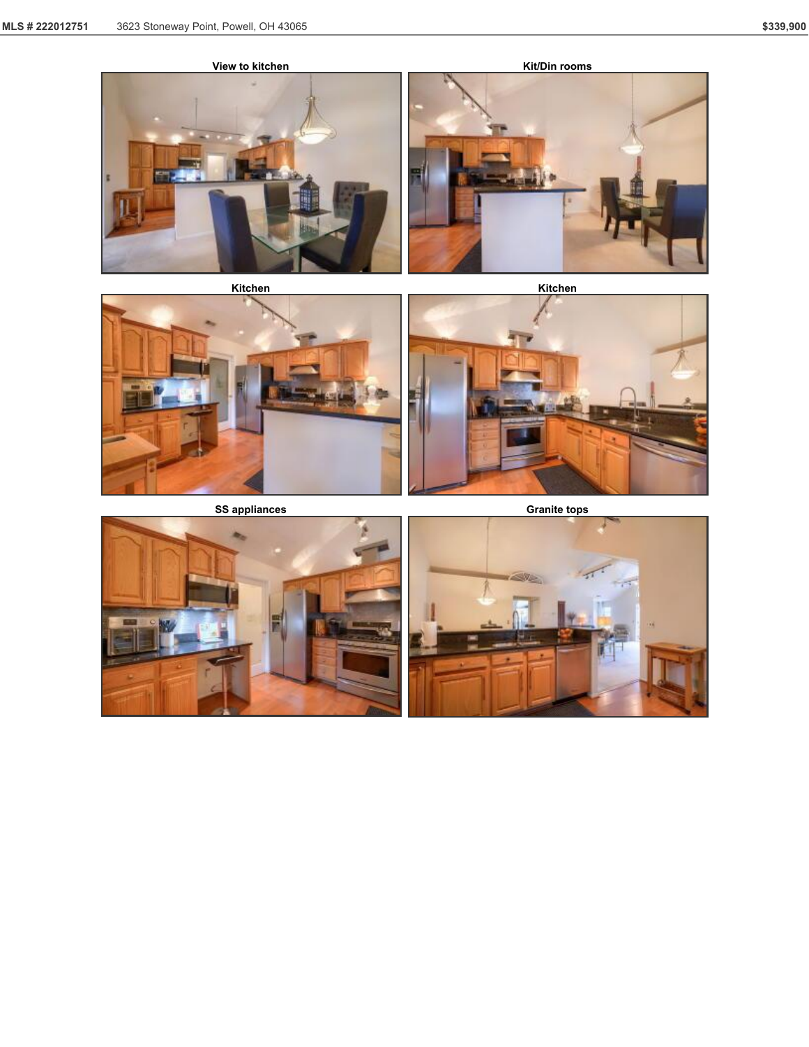View to kitchen

Kit/Din rooms

Kitchen

Kitchen

SS appliances

Granite tops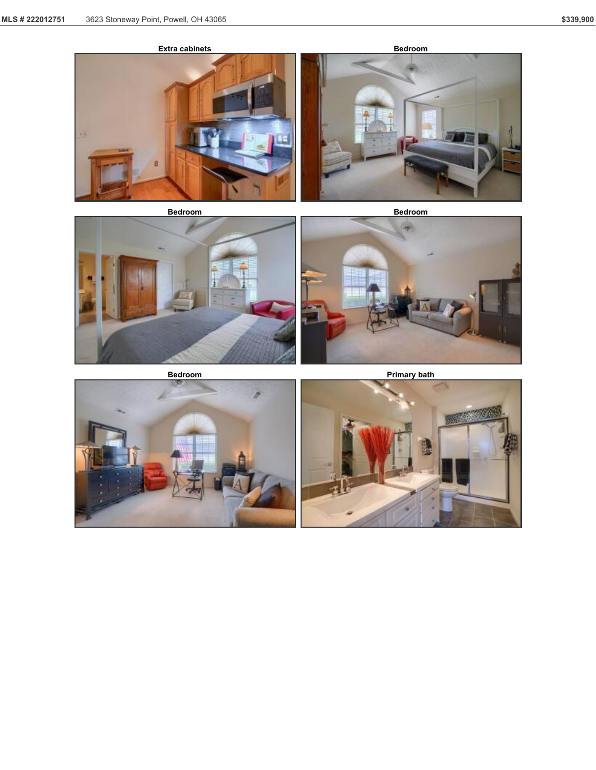Extra cabinets

Bedroom

Bedroom

Bedroom

Bedroom

Primary bath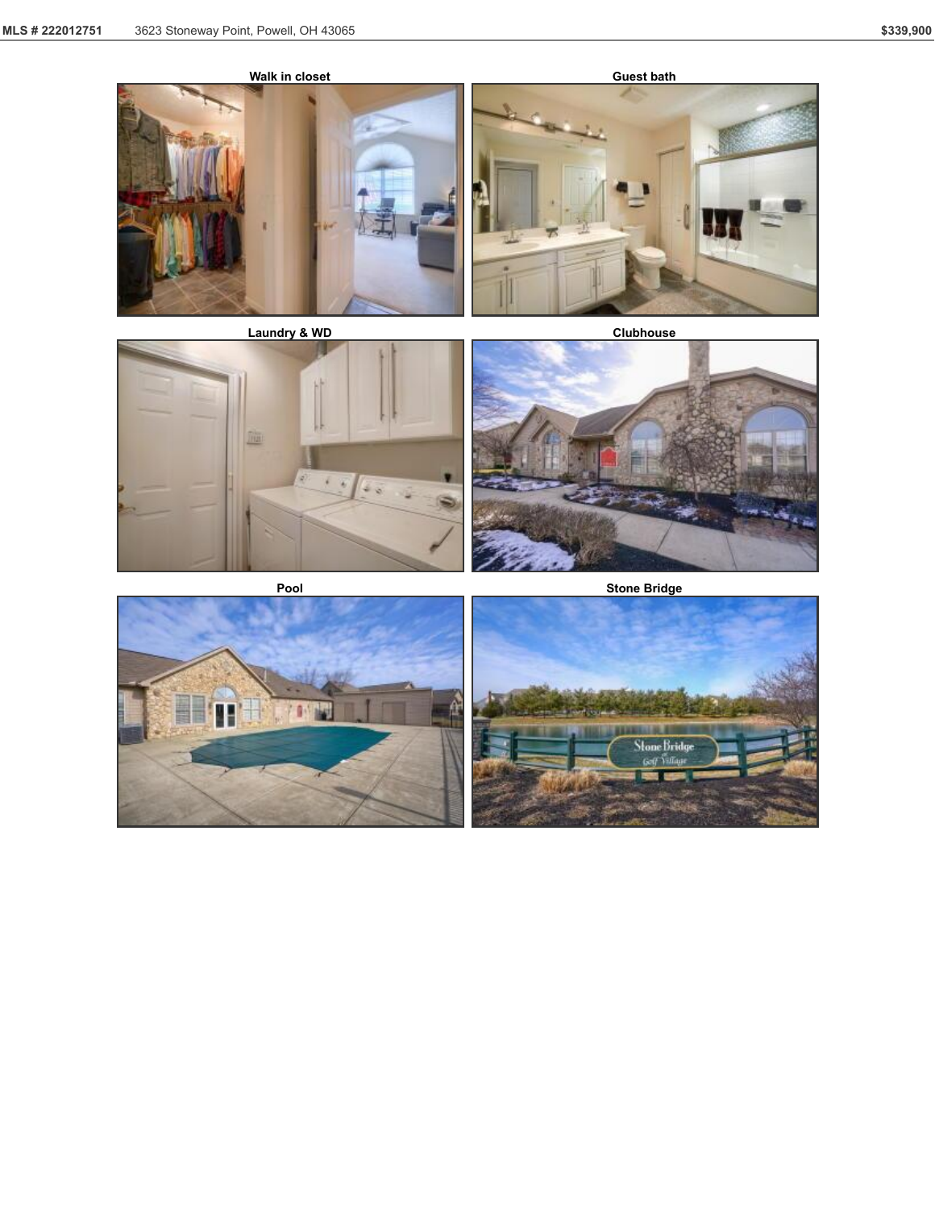Walk in closet

Guest bath

Laundry & WD

Clubhouse

Pool

Stone Bridge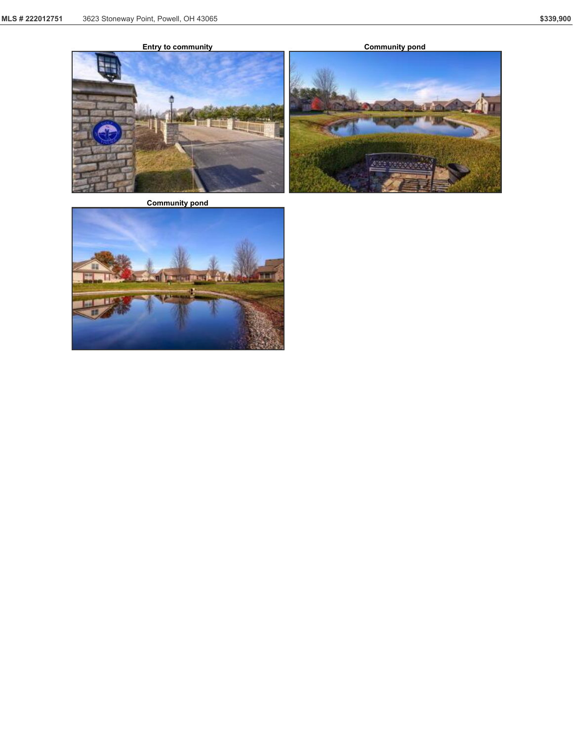Entry to community

Community pond

Community pond